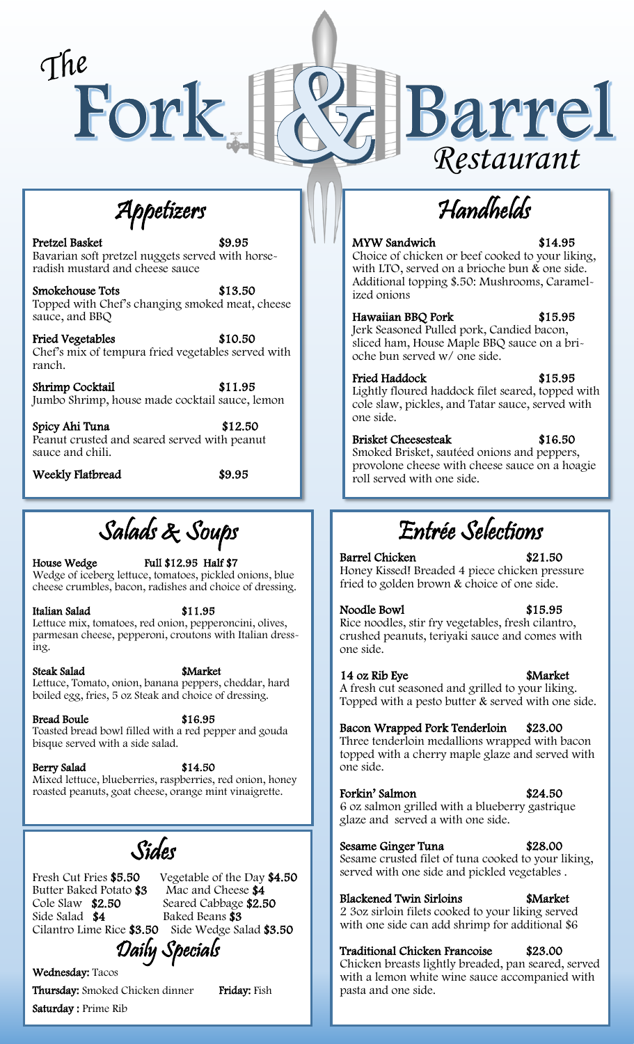# The Fork & Barrel Restaurant

## Appetizers

**Pretzel Basket** $9.95
Bavarian soft pretzel nuggets served with horse-radish mustard and cheese sauce

**Smokehouse Tots** $13.50
Topped with Chef's changing smoked meat, cheese sauce, and BBQ

**Fried Vegetables** $10.50
Chef's mix of tempura fried vegetables served with ranch.

**Shrimp Cocktail** $11.95
Jumbo Shrimp, house made cocktail sauce, lemon

**Spicy Ahi Tuna** $12.50
Peanut crusted and seared served with peanut sauce and chili.

**Weekly Flatbread** $9.95

## Salads & Soups

**House Wedge** Full $12.95 Half $7
Wedge of iceberg lettuce, tomatoes, pickled onions, blue cheese crumbles, bacon, radishes and choice of dressing.

**Italian Salad** $11.95
Lettuce mix, tomatoes, red onion, pepperoncini, olives, parmesan cheese, pepperoni, croutons with Italian dressing.

**Steak Salad** $Market
Lettuce, Tomato, onion, banana peppers, cheddar, hard boiled egg, fries, 5 oz Steak and choice of dressing.

**Bread Boule** $16.95
Toasted bread bowl filled with a red pepper and gouda bisque served with a side salad.

**Berry Salad** $14.50
Mixed lettuce, blueberries, raspberries, red onion, honey roasted peanuts, goat cheese, orange mint vinaigrette.

## Sides

Fresh Cut Fries **$5.50**
Butter Baked Potato **$3**
Cole Slaw **$2.50**
Side Salad **$4**
Cilantro Lime Rice **$3.50**
Vegetable of the Day **$4.50**
Mac and Cheese **$4**
Seared Cabbage **$2.50**
Baked Beans **$3**
Side Wedge Salad **$3.50**

## Daily Specials

**Wednesday:** Tacos

**Thursday:** Smoked Chicken dinner

**Friday:** Fish

**Saturday :** Prime Rib

## Handhelds

**MYW Sandwich** $14.95
Choice of chicken or beef cooked to your liking, with LTO, served on a brioche bun & one side. Additional topping $.50: Mushrooms, Caramelized onions

**Hawaiian BBQ Pork** $15.95
Jerk Seasoned Pulled pork, Candied bacon, sliced ham, House Maple BBQ sauce on a brioche bun served w/ one side.

**Fried Haddock** $15.95
Lightly floured haddock filet seared, topped with cole slaw, pickles, and Tatar sauce, served with one side.

**Brisket Cheesesteak** $16.50
Smoked Brisket, sautéed onions and peppers, provolone cheese with cheese sauce on a hoagie roll served with one side.

## Entrée Selections

**Barrel Chicken** $21.50
Honey Kissed! Breaded 4 piece chicken pressure fried to golden brown & choice of one side.

**Noodle Bowl** $15.95
Rice noodles, stir fry vegetables, fresh cilantro, crushed peanuts, teriyaki sauce and comes with one side.

**14 oz Rib Eye** $Market
A fresh cut seasoned and grilled to your liking. Topped with a pesto butter & served with one side.

**Bacon Wrapped Pork Tenderloin** $23.00
Three tenderloin medallions wrapped with bacon topped with a cherry maple glaze and served with one side.

**Forkin' Salmon** $24.50
6 oz salmon grilled with a blueberry gastrique glaze and served a with one side.

**Sesame Ginger Tuna** $28.00
Sesame crusted filet of tuna cooked to your liking, served with one side and pickled vegetables .

**Blackened Twin Sirloins** $Market
2 3oz sirloin filets cooked to your liking served with one side can add shrimp for additional $6

**Traditional Chicken Francoise** $23.00
Chicken breasts lightly breaded, pan seared, served with a lemon white wine sauce accompanied with pasta and one side.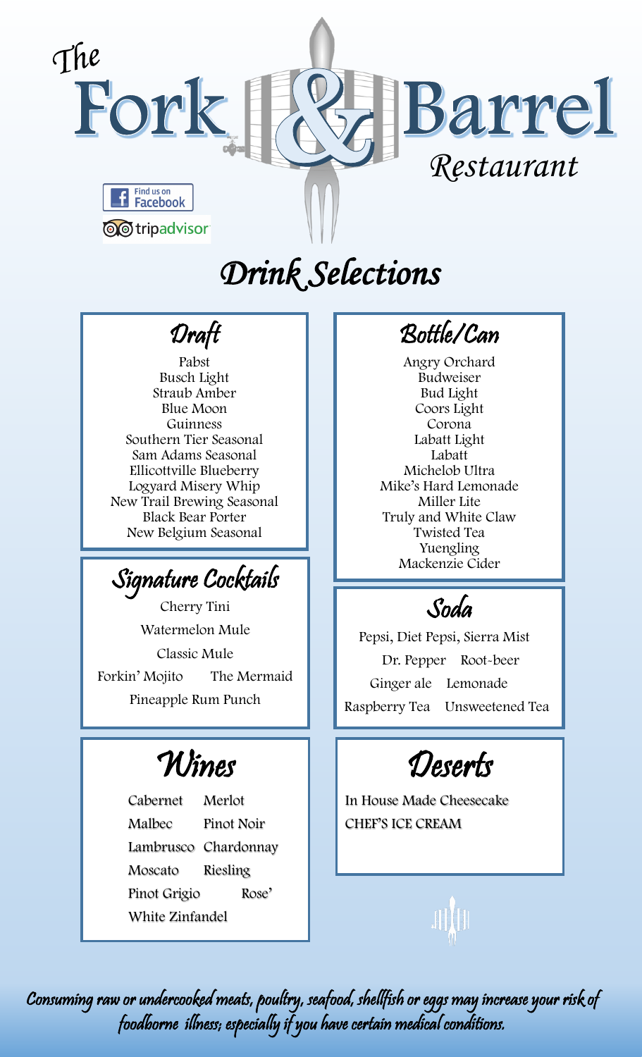# The Fork & Barrel Restaurant

Find us on Facebook

tripadvisor

## Drink Selections

### Draft

Pabst
Busch Light
Straub Amber
Blue Moon
Guinness
Southern Tier Seasonal
Sam Adams Seasonal
Ellicottville Blueberry
Logyard Misery Whip
New Trail Brewing Seasonal
Black Bear Porter
New Belgium Seasonal

### Bottle/Can

Angry Orchard
Budweiser
Bud Light
Coors Light
Corona
Labatt Light
Labatt
Michelob Ultra
Mike's Hard Lemonade
Miller Lite
Truly and White Claw
Twisted Tea
Yuengling
Mackenzie Cider

### Signature Cocktails

Cherry Tini
Watermelon Mule
Classic Mule
Forkin' Mojito
The Mermaid
Pineapple Rum Punch

### Soda

Pepsi, Diet Pepsi, Sierra Mist
Dr. Pepper
Root-beer
Ginger ale
Lemonade
Raspberry Tea
Unsweetened Tea

### Wines

Cabernet
Merlot
Malbec
Pinot Noir
Lambrusco
Chardonnay
Moscato
Riesling
Pinot Grigio
Rose'
White Zinfandel

### Deserts

In House Made Cheesecake
CHEF'S ICE CREAM

*Consuming raw or undercooked meats, poultry, seafood, shellfish or eggs may increase your risk of foodborne illness; especially if you have certain medical conditions.*